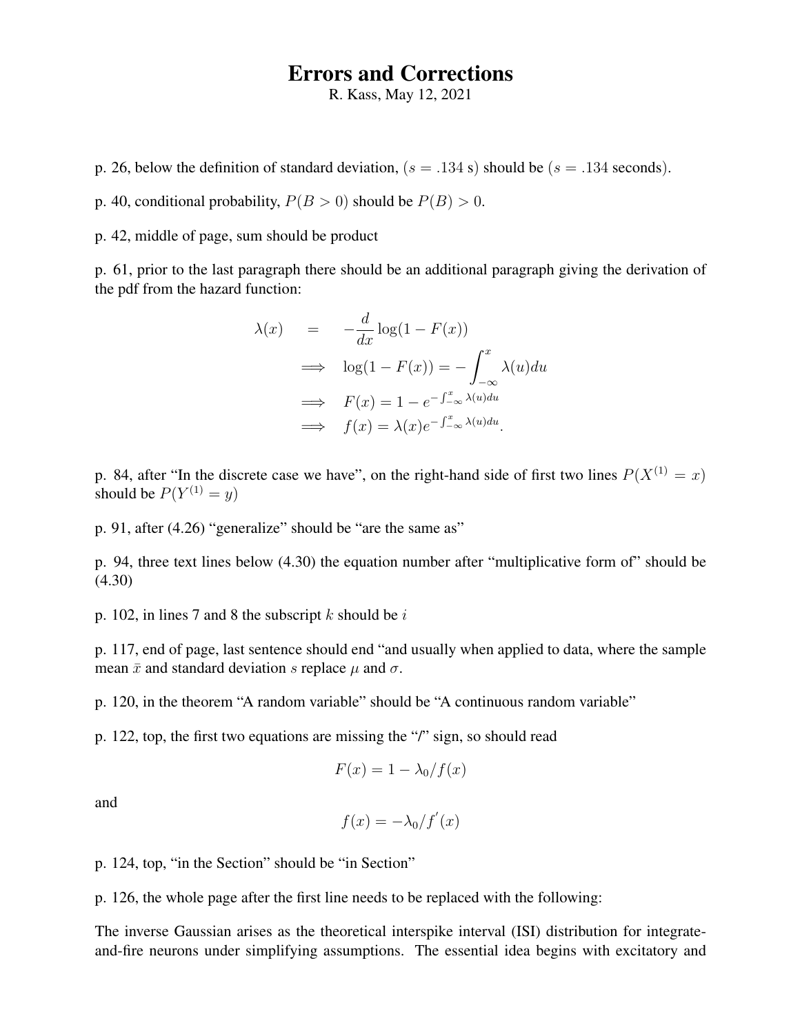# Errors and Corrections

R. Kass, May 12, 2021

p. 26, below the definition of standard deviation, ($s = .134$ s) should be ($s = .134$ seconds).

p. 40, conditional probability, $P(B > 0)$ should be $P(B) > 0$.

p. 42, middle of page, sum should be product

p. 61, prior to the last paragraph there should be an additional paragraph giving the derivation of the pdf from the hazard function:

$$
\begin{aligned}
\lambda(x) \quad &= \quad -\frac{d}{dx}\log(1 - F(x)) \\
&\implies \quad \log(1 - F(x)) = -\int_{-\infty}^{x} \lambda(u)du \\
&\implies \quad F(x) = 1 - e^{-\int_{-\infty}^{x} \lambda(u)du} \\
&\implies \quad f(x) = \lambda(x)e^{-\int_{-\infty}^{x} \lambda(u)du}.
\end{aligned}
$$

p. 84, after "In the discrete case we have", on the right-hand side of first two lines $P(X^{(1)} = x)$ should be $P(Y^{(1)} = y)$

p. 91, after (4.26) "generalize" should be "are the same as"

p. 94, three text lines below (4.30) the equation number after "multiplicative form of" should be (4.30)

p. 102, in lines 7 and 8 the subscript $k$ should be $i$

p. 117, end of page, last sentence should end "and usually when applied to data, where the sample mean $\bar{x}$ and standard deviation $s$ replace $\mu$ and $\sigma$.

p. 120, in the theorem "A random variable" should be "A continuous random variable"

p. 122, top, the first two equations are missing the "/" sign, so should read

$$F(x) = 1 - \lambda_0/f(x)$$

and

$$f(x) = -\lambda_0/f^{'}(x)$$

p. 124, top, "in the Section" should be "in Section"

p. 126, the whole page after the first line needs to be replaced with the following:

The inverse Gaussian arises as the theoretical interspike interval (ISI) distribution for integrate-and-fire neurons under simplifying assumptions. The essential idea begins with excitatory and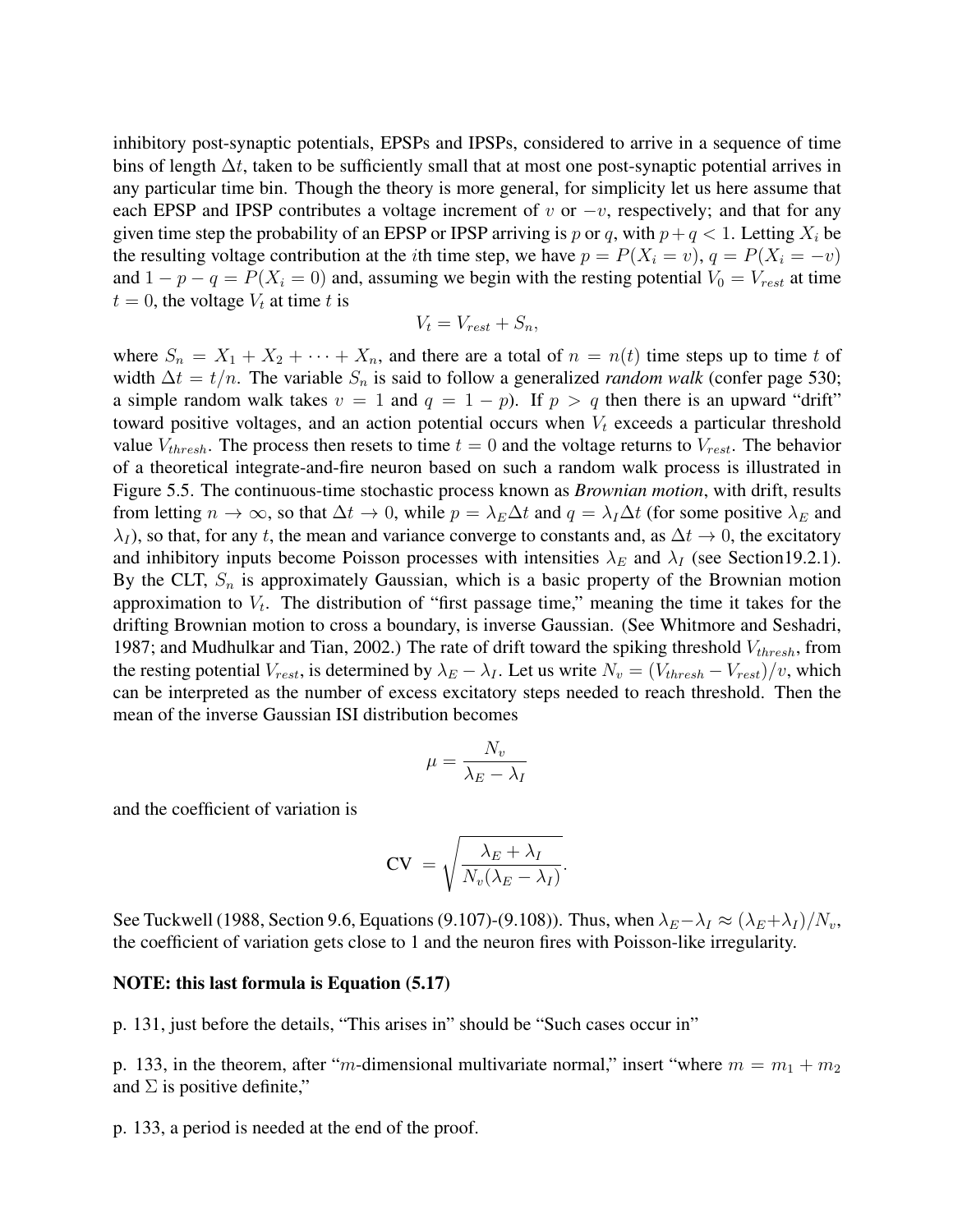inhibitory post-synaptic potentials, EPSPs and IPSPs, considered to arrive in a sequence of time bins of length $\Delta t$, taken to be sufficiently small that at most one post-synaptic potential arrives in any particular time bin. Though the theory is more general, for simplicity let us here assume that each EPSP and IPSP contributes a voltage increment of $v$ or $-v$, respectively; and that for any given time step the probability of an EPSP or IPSP arriving is $p$ or $q$, with $p+q<1$. Letting $X_i$ be the resulting voltage contribution at the $i$th time step, we have $p = P(X_i = v)$, $q = P(X_i = -v)$ and $1 - p - q = P(X_i = 0)$ and, assuming we begin with the resting potential $V_0 = V_{rest}$ at time $t = 0$, the voltage $V_t$ at time $t$ is

$$V_t = V_{rest} + S_n,$$

where $S_n = X_1 + X_2 + \cdots + X_n$, and there are a total of $n = n(t)$ time steps up to time $t$ of width $\Delta t = t/n$. The variable $S_n$ is said to follow a generalized *random walk* (confer page 530; a simple random walk takes $v = 1$ and $q = 1 - p$). If $p > q$ then there is an upward "drift" toward positive voltages, and an action potential occurs when $V_t$ exceeds a particular threshold value $V_{thresh}$. The process then resets to time $t = 0$ and the voltage returns to $V_{rest}$. The behavior of a theoretical integrate-and-fire neuron based on such a random walk process is illustrated in Figure 5.5. The continuous-time stochastic process known as *Brownian motion*, with drift, results from letting $n \to \infty$, so that $\Delta t \to 0$, while $p = \lambda_E \Delta t$ and $q = \lambda_I \Delta t$ (for some positive $\lambda_E$ and $\lambda_I$), so that, for any $t$, the mean and variance converge to constants and, as $\Delta t \to 0$, the excitatory and inhibitory inputs become Poisson processes with intensities $\lambda_E$ and $\lambda_I$ (see Section19.2.1). By the CLT, $S_n$ is approximately Gaussian, which is a basic property of the Brownian motion approximation to $V_t$. The distribution of "first passage time," meaning the time it takes for the drifting Brownian motion to cross a boundary, is inverse Gaussian. (See Whitmore and Seshadri, 1987; and Mudhulkar and Tian, 2002.) The rate of drift toward the spiking threshold $V_{thresh}$, from the resting potential $V_{rest}$, is determined by $\lambda_E - \lambda_I$. Let us write $N_v = (V_{thresh} - V_{rest})/v$, which can be interpreted as the number of excess excitatory steps needed to reach threshold. Then the mean of the inverse Gaussian ISI distribution becomes

$$\mu = \frac{N_v}{\lambda_E - \lambda_I}$$

and the coefficient of variation is

$$\text{CV} = \sqrt{\frac{\lambda_E + \lambda_I}{N_v(\lambda_E - \lambda_I)}}.$$

See Tuckwell (1988, Section 9.6, Equations (9.107)-(9.108)). Thus, when $\lambda_E - \lambda_I \approx (\lambda_E + \lambda_I)/N_v$, the coefficient of variation gets close to 1 and the neuron fires with Poisson-like irregularity.

**NOTE: this last formula is Equation (5.17)**

p. 131, just before the details, "This arises in" should be "Such cases occur in"

p. 133, in the theorem, after "$m$-dimensional multivariate normal," insert "where $m = m_1 + m_2$ and $\Sigma$ is positive definite,"

p. 133, a period is needed at the end of the proof.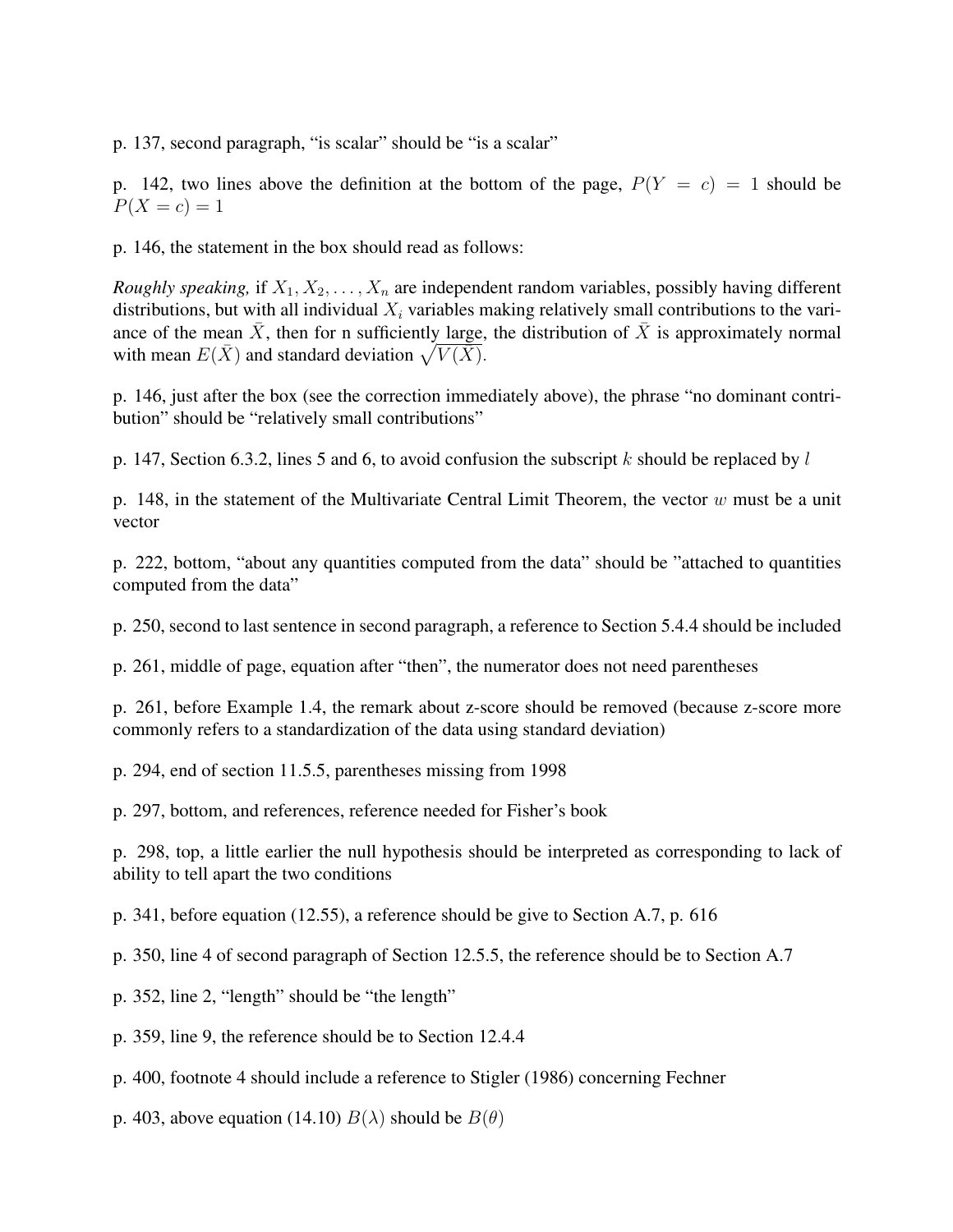p. 137, second paragraph, “is scalar” should be “is a scalar”

p. 142, two lines above the definition at the bottom of the page, $P(Y = c) = 1$ should be $P(X = c) = 1$

p. 146, the statement in the box should read as follows:

*Roughly speaking,* if $X_1, X_2, \ldots, X_n$ are independent random variables, possibly having different distributions, but with all individual $X_i$ variables making relatively small contributions to the variance of the mean $\bar{X}$, then for n sufficiently large, the distribution of $\bar{X}$ is approximately normal with mean $E(\bar{X})$ and standard deviation $\sqrt{V(\bar{X})}$.

p. 146, just after the box (see the correction immediately above), the phrase “no dominant contribution” should be “relatively small contributions”

p. 147, Section 6.3.2, lines 5 and 6, to avoid confusion the subscript $k$ should be replaced by $l$

p. 148, in the statement of the Multivariate Central Limit Theorem, the vector $w$ must be a unit vector

p. 222, bottom, “about any quantities computed from the data” should be ”attached to quantities computed from the data”

p. 250, second to last sentence in second paragraph, a reference to Section 5.4.4 should be included

p. 261, middle of page, equation after “then”, the numerator does not need parentheses

p. 261, before Example 1.4, the remark about z-score should be removed (because z-score more commonly refers to a standardization of the data using standard deviation)

p. 294, end of section 11.5.5, parentheses missing from 1998

p. 297, bottom, and references, reference needed for Fisher’s book

p. 298, top, a little earlier the null hypothesis should be interpreted as corresponding to lack of ability to tell apart the two conditions

p. 341, before equation (12.55), a reference should be give to Section A.7, p. 616

p. 350, line 4 of second paragraph of Section 12.5.5, the reference should be to Section A.7

p. 352, line 2, “length” should be “the length”

p. 359, line 9, the reference should be to Section 12.4.4

p. 400, footnote 4 should include a reference to Stigler (1986) concerning Fechner

p. 403, above equation (14.10) $B(\lambda)$ should be $B(\theta)$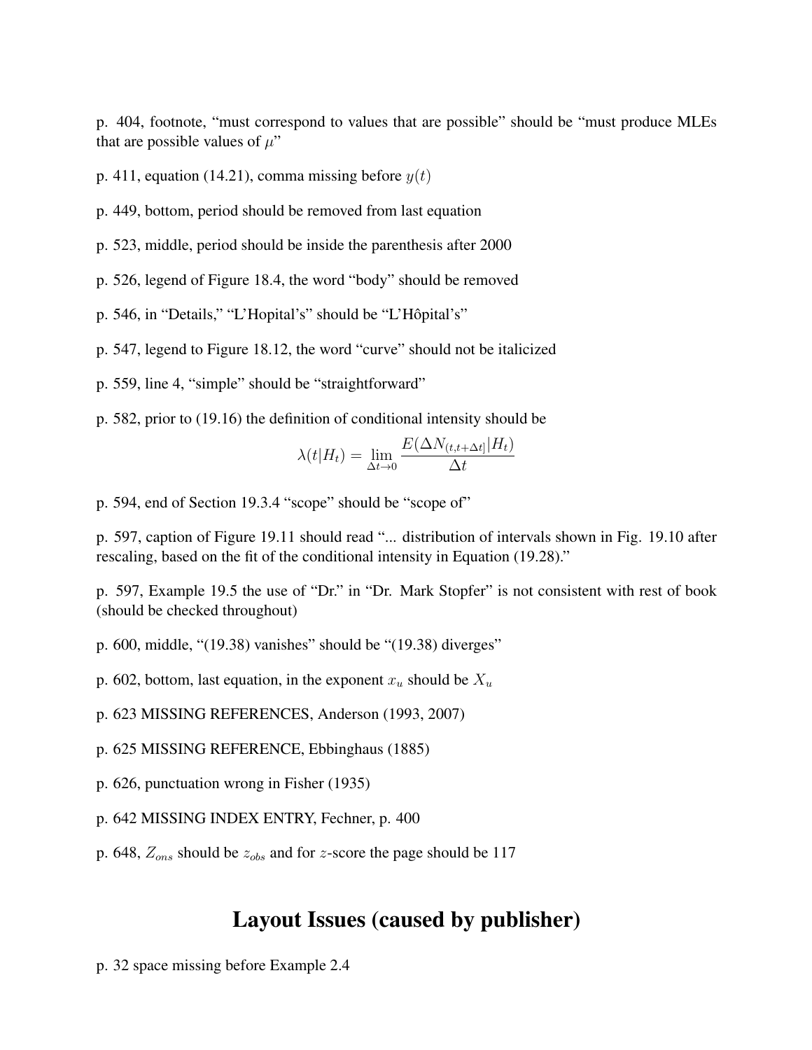p. 404, footnote, “must correspond to values that are possible” should be “must produce MLEs that are possible values of $\mu$”

p. 411, equation (14.21), comma missing before $y(t)$

p. 449, bottom, period should be removed from last equation

p. 523, middle, period should be inside the parenthesis after 2000

p. 526, legend of Figure 18.4, the word “body” should be removed

p. 546, in “Details,” “L’Hopital’s” should be “L’Hôpital’s”

p. 547, legend to Figure 18.12, the word “curve” should not be italicized

p. 559, line 4, “simple” should be “straightforward”

p. 582, prior to (19.16) the definition of conditional intensity should be

$$\lambda(t|H_t) = \lim_{\Delta t \to 0} \frac{E(\Delta N_{(t,t+\Delta t]}|H_t)}{\Delta t}$$

p. 594, end of Section 19.3.4 “scope” should be “scope of”

p. 597, caption of Figure 19.11 should read “... distribution of intervals shown in Fig. 19.10 after rescaling, based on the fit of the conditional intensity in Equation (19.28).”

p. 597, Example 19.5 the use of “Dr.” in “Dr. Mark Stopfer” is not consistent with rest of book (should be checked throughout)

p. 600, middle, “(19.38) vanishes” should be “(19.38) diverges”

p. 602, bottom, last equation, in the exponent $x_u$ should be $X_u$

p. 623 MISSING REFERENCES, Anderson (1993, 2007)

p. 625 MISSING REFERENCE, Ebbinghaus (1885)

p. 626, punctuation wrong in Fisher (1935)

p. 642 MISSING INDEX ENTRY, Fechner, p. 400

p. 648, $Z_{ons}$ should be $z_{obs}$ and for $z$-score the page should be 117

# Layout Issues (caused by publisher)

p. 32 space missing before Example 2.4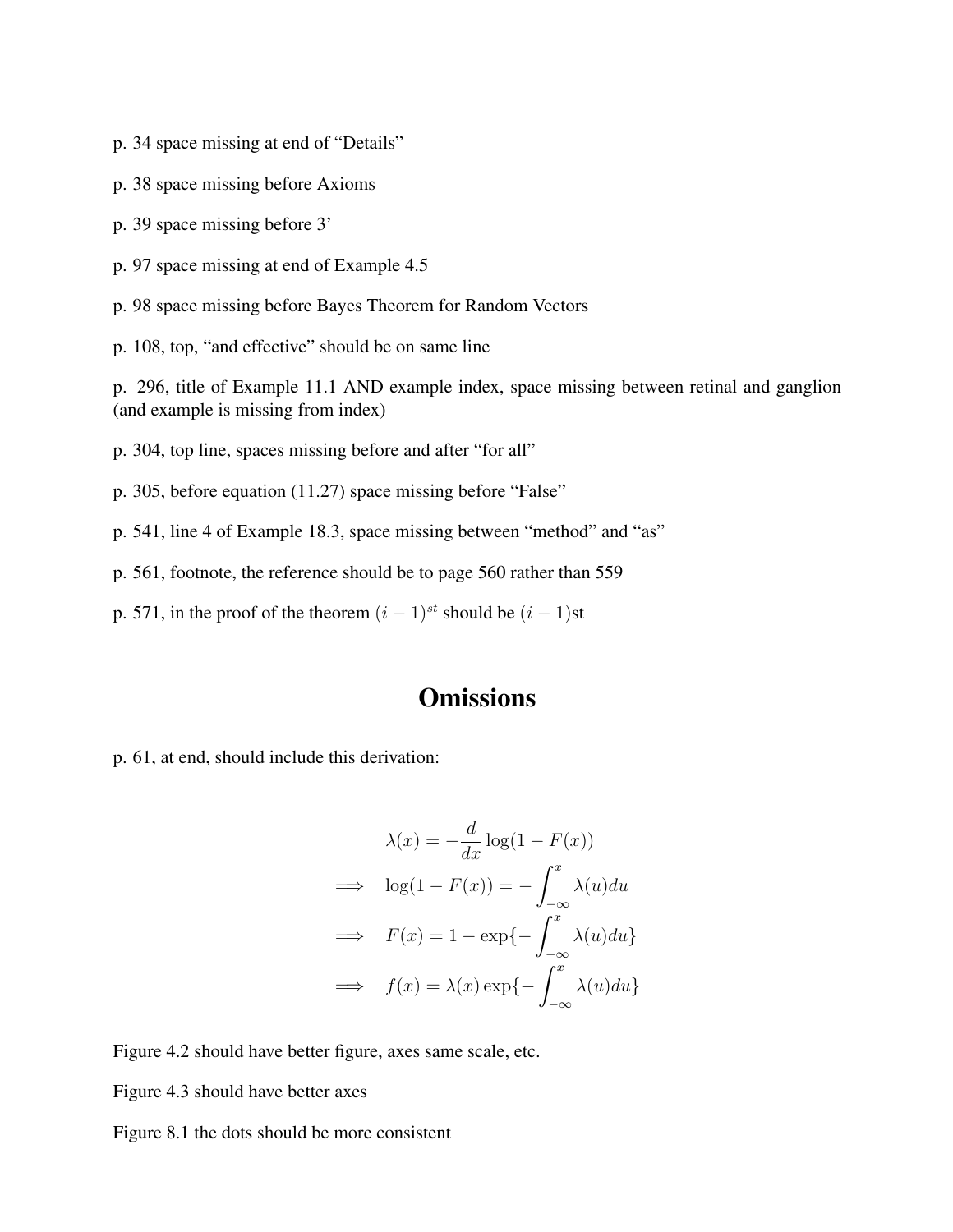p. 34 space missing at end of "Details"

p. 38 space missing before Axioms

p. 39 space missing before 3'

p. 97 space missing at end of Example 4.5

p. 98 space missing before Bayes Theorem for Random Vectors

p. 108, top, "and effective" should be on same line

p. 296, title of Example 11.1 AND example index, space missing between retinal and ganglion (and example is missing from index)

p. 304, top line, spaces missing before and after "for all"

p. 305, before equation (11.27) space missing before "False"

p. 541, line 4 of Example 18.3, space missing between "method" and "as"

p. 561, footnote, the reference should be to page 560 rather than 559

p. 571, in the proof of the theorem $(i-1)^{st}$ should be $(i-1)$st

## Omissions

p. 61, at end, should include this derivation:

$$
\begin{aligned}
& \lambda(x) = -\frac{d}{dx}\log(1 - F(x)) \\
\Longrightarrow \quad & \log(1 - F(x)) = -\int_{-\infty}^{x} \lambda(u)du \\
\Longrightarrow \quad & F(x) = 1 - \exp\{-\int_{-\infty}^{x} \lambda(u)du\} \\
\Longrightarrow \quad & f(x) = \lambda(x)\exp\{-\int_{-\infty}^{x} \lambda(u)du\}
\end{aligned}
$$

Figure 4.2 should have better figure, axes same scale, etc.

Figure 4.3 should have better axes

Figure 8.1 the dots should be more consistent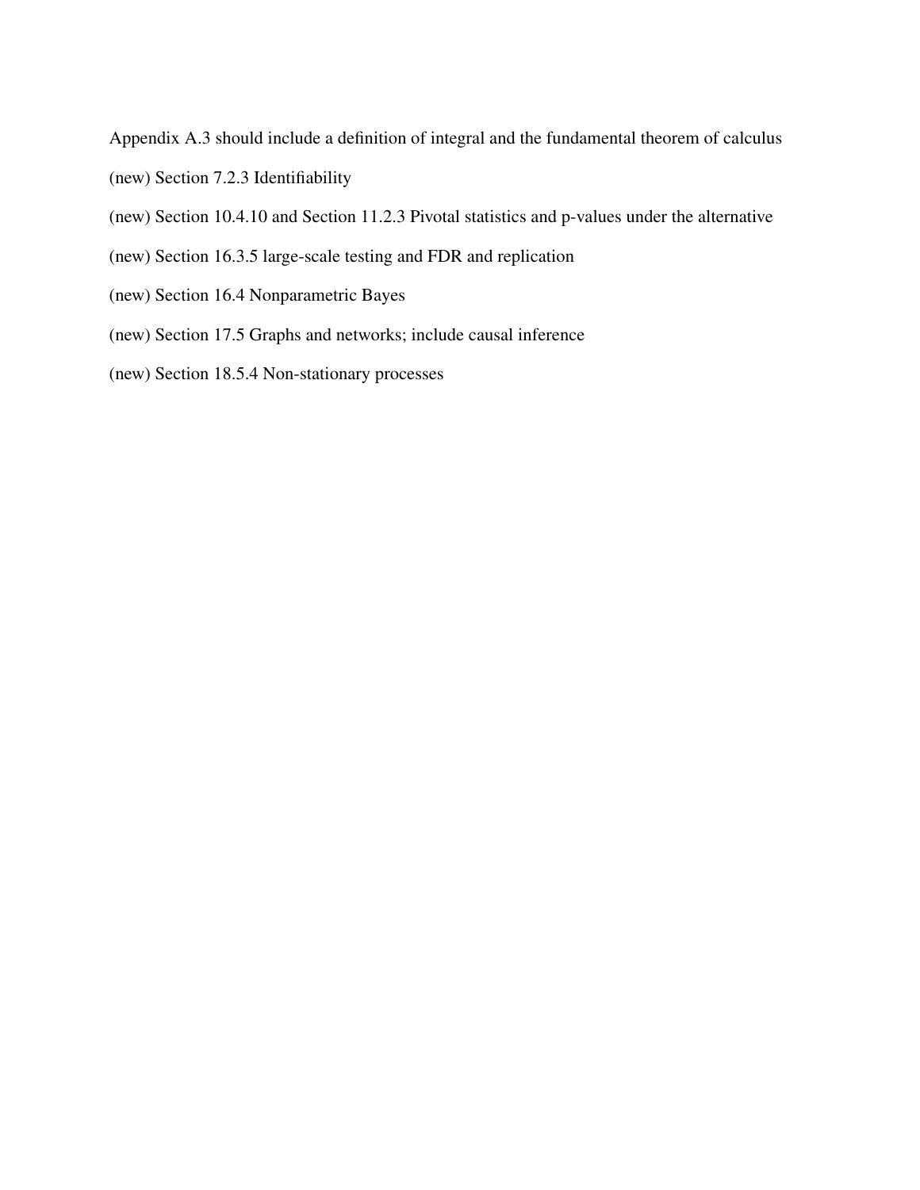Appendix A.3 should include a definition of integral and the fundamental theorem of calculus

(new) Section 7.2.3 Identifiability

(new) Section 10.4.10 and Section 11.2.3 Pivotal statistics and p-values under the alternative

(new) Section 16.3.5 large-scale testing and FDR and replication

(new) Section 16.4 Nonparametric Bayes

(new) Section 17.5 Graphs and networks; include causal inference

(new) Section 18.5.4 Non-stationary processes